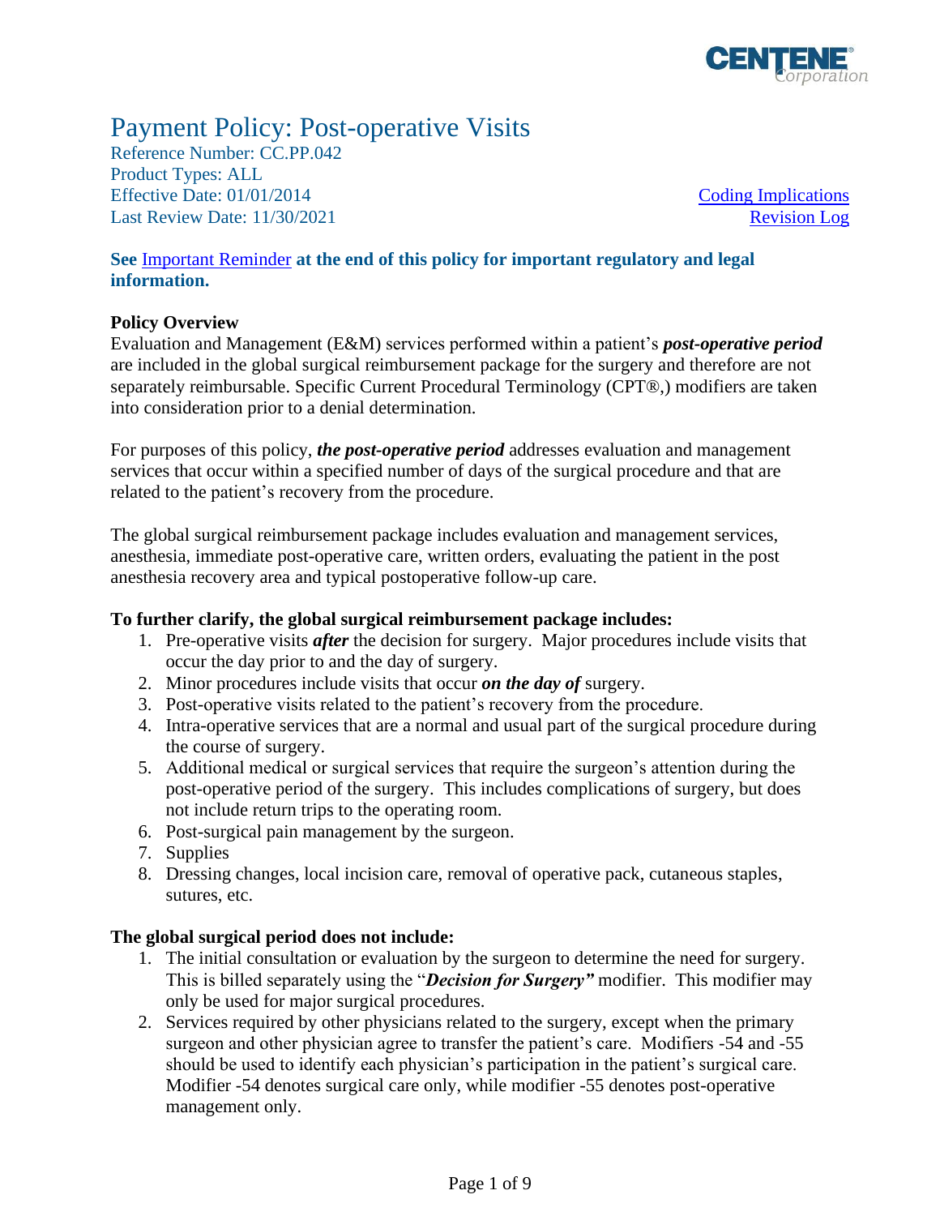# Payment Policy: Post-operative Visits

Reference Number: CC.PP.042
Product Types: ALL
Effective Date: 01/01/2014
Last Review Date: 11/30/2021

Coding Implications
Revision Log

**See Important Reminder at the end of this policy for important regulatory and legal information.**

## Policy Overview

Evaluation and Management (E&M) services performed within a patient's ***post-operative period*** are included in the global surgical reimbursement package for the surgery and therefore are not separately reimbursable. Specific Current Procedural Terminology (CPT®,) modifiers are taken into consideration prior to a denial determination.

For purposes of this policy, ***the post-operative period*** addresses evaluation and management services that occur within a specified number of days of the surgical procedure and that are related to the patient's recovery from the procedure.

The global surgical reimbursement package includes evaluation and management services, anesthesia, immediate post-operative care, written orders, evaluating the patient in the post anesthesia recovery area and typical postoperative follow-up care.

**To further clarify, the global surgical reimbursement package includes:**

1. Pre-operative visits ***after*** the decision for surgery. Major procedures include visits that occur the day prior to and the day of surgery.
2. Minor procedures include visits that occur ***on the day of*** surgery.
3. Post-operative visits related to the patient's recovery from the procedure.
4. Intra-operative services that are a normal and usual part of the surgical procedure during the course of surgery.
5. Additional medical or surgical services that require the surgeon's attention during the post-operative period of the surgery. This includes complications of surgery, but does not include return trips to the operating room.
6. Post-surgical pain management by the surgeon.
7. Supplies
8. Dressing changes, local incision care, removal of operative pack, cutaneous staples, sutures, etc.

**The global surgical period does not include:**

1. The initial consultation or evaluation by the surgeon to determine the need for surgery. This is billed separately using the "***Decision for Surgery"*** modifier. This modifier may only be used for major surgical procedures.
2. Services required by other physicians related to the surgery, except when the primary surgeon and other physician agree to transfer the patient's care. Modifiers -54 and -55 should be used to identify each physician's participation in the patient's surgical care. Modifier -54 denotes surgical care only, while modifier -55 denotes post-operative management only.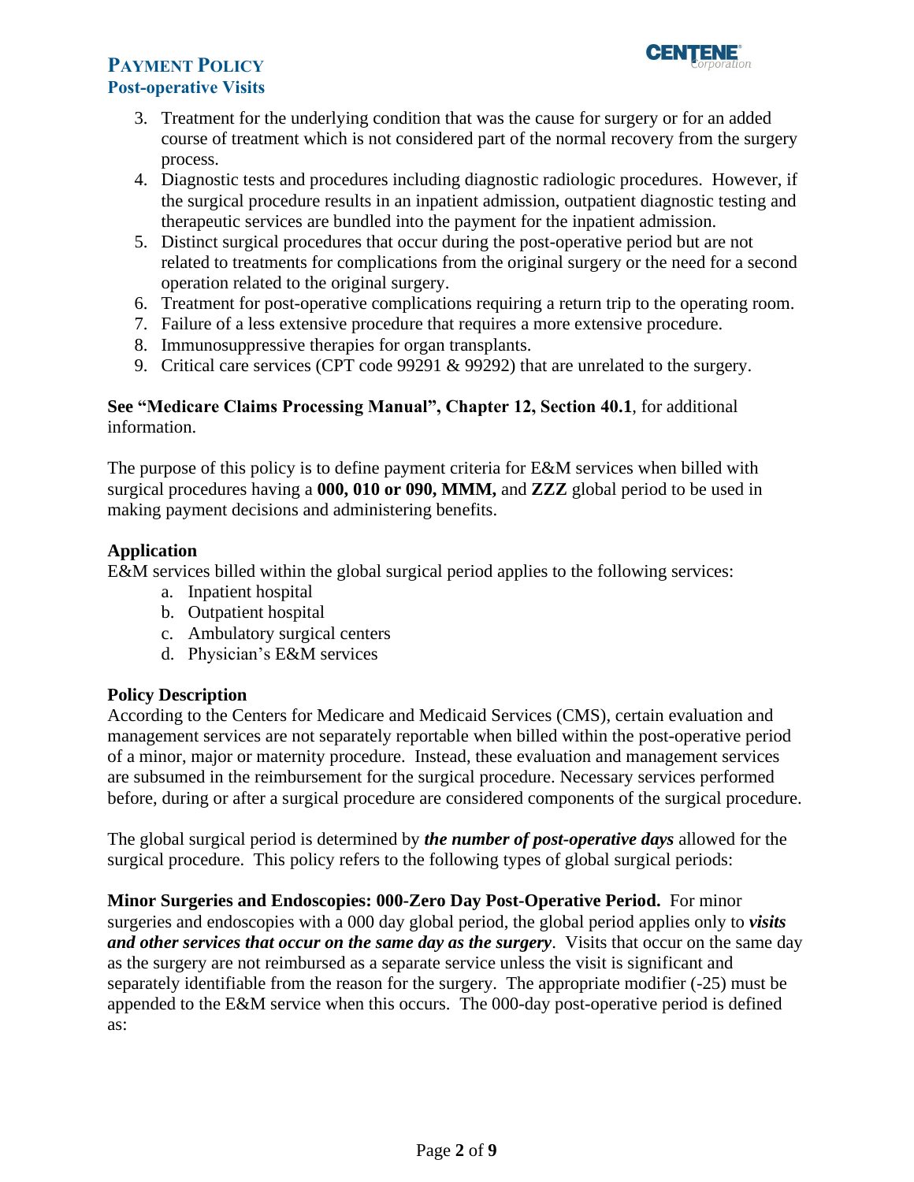3. Treatment for the underlying condition that was the cause for surgery or for an added course of treatment which is not considered part of the normal recovery from the surgery process.
4. Diagnostic tests and procedures including diagnostic radiologic procedures. However, if the surgical procedure results in an inpatient admission, outpatient diagnostic testing and therapeutic services are bundled into the payment for the inpatient admission.
5. Distinct surgical procedures that occur during the post-operative period but are not related to treatments for complications from the original surgery or the need for a second operation related to the original surgery.
6. Treatment for post-operative complications requiring a return trip to the operating room.
7. Failure of a less extensive procedure that requires a more extensive procedure.
8. Immunosuppressive therapies for organ transplants.
9. Critical care services (CPT code 99291 & 99292) that are unrelated to the surgery.

**See "Medicare Claims Processing Manual", Chapter 12, Section 40.1**, for additional information.

The purpose of this policy is to define payment criteria for E&M services when billed with surgical procedures having a **000, 010 or 090, MMM,** and **ZZZ** global period to be used in making payment decisions and administering benefits.

### Application

E&M services billed within the global surgical period applies to the following services:

a. Inpatient hospital
b. Outpatient hospital
c. Ambulatory surgical centers
d. Physician's E&M services

### Policy Description

According to the Centers for Medicare and Medicaid Services (CMS), certain evaluation and management services are not separately reportable when billed within the post-operative period of a minor, major or maternity procedure. Instead, these evaluation and management services are subsumed in the reimbursement for the surgical procedure. Necessary services performed before, during or after a surgical procedure are considered components of the surgical procedure.

The global surgical period is determined by ***the number of post-operative days*** allowed for the surgical procedure. This policy refers to the following types of global surgical periods:

**Minor Surgeries and Endoscopies: 000-Zero Day Post-Operative Period.** For minor surgeries and endoscopies with a 000 day global period, the global period applies only to ***visits and other services that occur on the same day as the surgery***. Visits that occur on the same day as the surgery are not reimbursed as a separate service unless the visit is significant and separately identifiable from the reason for the surgery. The appropriate modifier (-25) must be appended to the E&M service when this occurs. The 000-day post-operative period is defined as: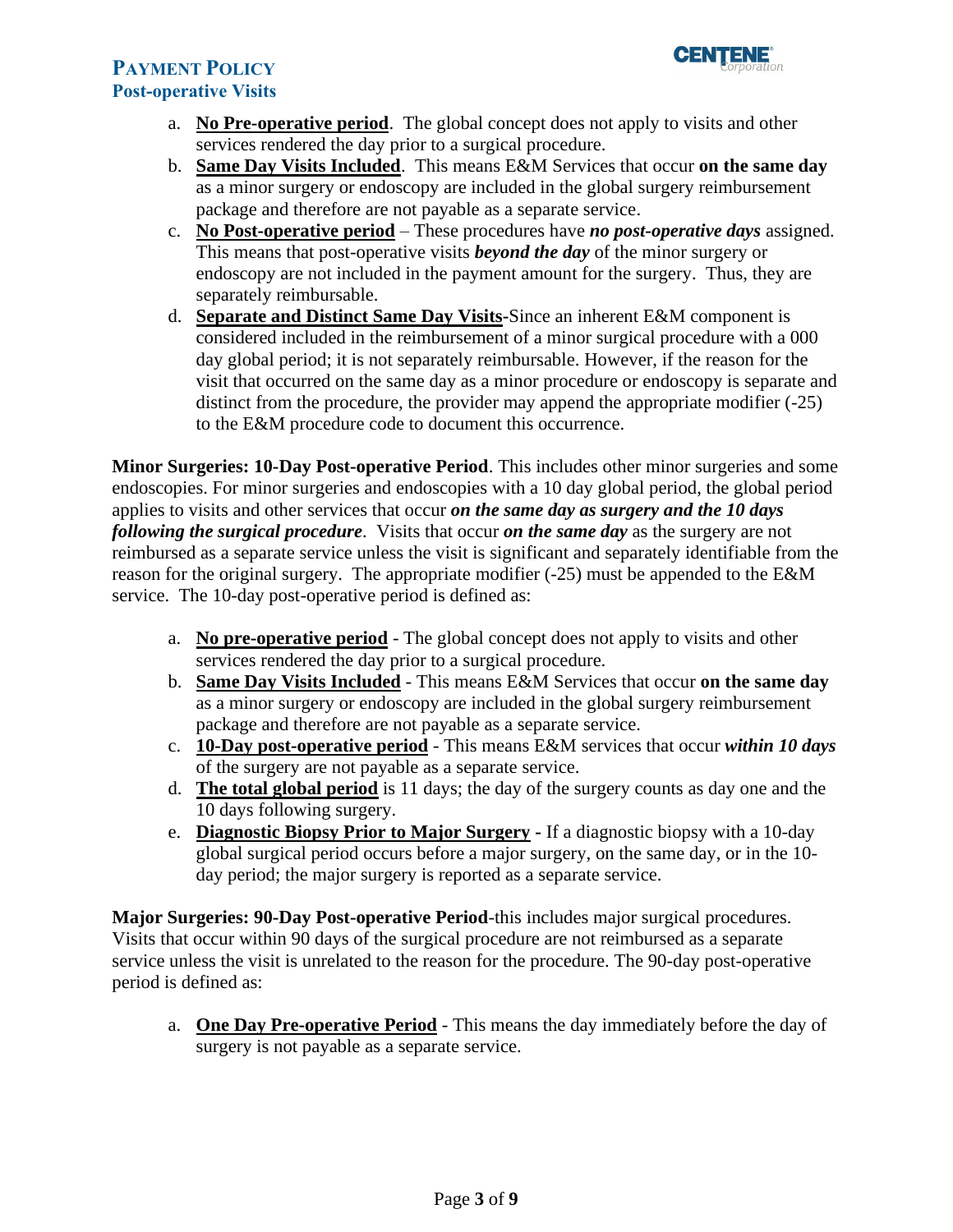a. **<u>No Pre-operative period</u>**. The global concept does not apply to visits and other services rendered the day prior to a surgical procedure.
b. **<u>Same Day Visits Included</u>**. This means E&M Services that occur **on the same day** as a minor surgery or endoscopy are included in the global surgery reimbursement package and therefore are not payable as a separate service.
c. **<u>No Post-operative period</u>** – These procedures have ***no post-operative days*** assigned. This means that post-operative visits ***beyond the day*** of the minor surgery or endoscopy are not included in the payment amount for the surgery. Thus, they are separately reimbursable.
d. **<u>Separate and Distinct Same Day Visits</u>**-Since an inherent E&M component is considered included in the reimbursement of a minor surgical procedure with a 000 day global period; it is not separately reimbursable. However, if the reason for the visit that occurred on the same day as a minor procedure or endoscopy is separate and distinct from the procedure, the provider may append the appropriate modifier (-25) to the E&M procedure code to document this occurrence.

**Minor Surgeries: 10-Day Post-operative Period**. This includes other minor surgeries and some endoscopies. For minor surgeries and endoscopies with a 10 day global period, the global period applies to visits and other services that occur ***on the same day as surgery and the 10 days following the surgical procedure***. Visits that occur ***on the same day*** as the surgery are not reimbursed as a separate service unless the visit is significant and separately identifiable from the reason for the original surgery. The appropriate modifier (-25) must be appended to the E&M service. The 10-day post-operative period is defined as:

a. **<u>No pre-operative period</u>** - The global concept does not apply to visits and other services rendered the day prior to a surgical procedure.
b. **<u>Same Day Visits Included</u>** - This means E&M Services that occur **on the same day** as a minor surgery or endoscopy are included in the global surgery reimbursement package and therefore are not payable as a separate service.
c. **<u>10-Day post-operative period</u>** - This means E&M services that occur ***within 10 days*** of the surgery are not payable as a separate service.
d. **<u>The total global period</u>** is 11 days; the day of the surgery counts as day one and the 10 days following surgery.
e. **<u>Diagnostic Biopsy Prior to Major Surgery</u> -** If a diagnostic biopsy with a 10-day global surgical period occurs before a major surgery, on the same day, or in the 10-day period; the major surgery is reported as a separate service.

**Major Surgeries: 90-Day Post-operative Period**-this includes major surgical procedures. Visits that occur within 90 days of the surgical procedure are not reimbursed as a separate service unless the visit is unrelated to the reason for the procedure. The 90-day post-operative period is defined as:

a. **<u>One Day Pre-operative Period</u>** - This means the day immediately before the day of surgery is not payable as a separate service.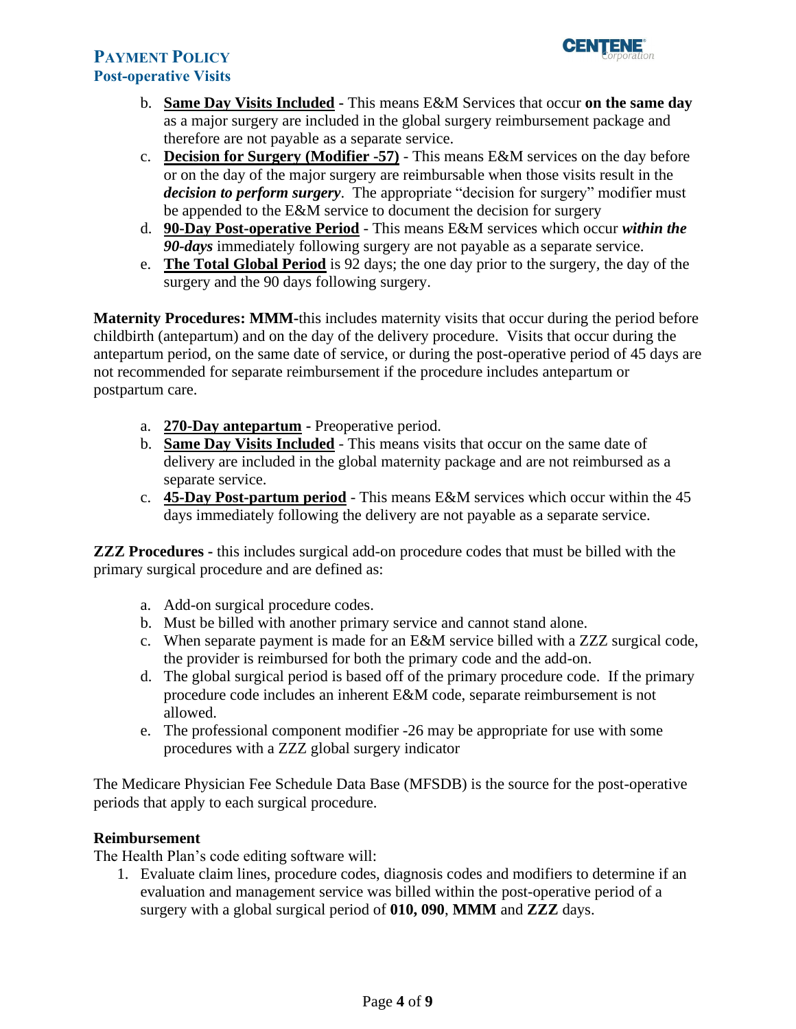b. **Same Day Visits Included -** This means E&M Services that occur **on the same day** as a major surgery are included in the global surgery reimbursement package and therefore are not payable as a separate service.

c. **Decision for Surgery (Modifier -57)** - This means E&M services on the day before or on the day of the major surgery are reimbursable when those visits result in the ***decision to perform surgery***. The appropriate "decision for surgery" modifier must be appended to the E&M service to document the decision for surgery

d. **90-Day Post-operative Period** - This means E&M services which occur ***within the 90-days*** immediately following surgery are not payable as a separate service.

e. **The Total Global Period** is 92 days; the one day prior to the surgery, the day of the surgery and the 90 days following surgery.

**Maternity Procedures: MMM**-this includes maternity visits that occur during the period before childbirth (antepartum) and on the day of the delivery procedure. Visits that occur during the antepartum period, on the same date of service, or during the post-operative period of 45 days are not recommended for separate reimbursement if the procedure includes antepartum or postpartum care.

a. **270-Day antepartum -** Preoperative period.

b. **Same Day Visits Included** - This means visits that occur on the same date of delivery are included in the global maternity package and are not reimbursed as a separate service.

c. **45-Day Post-partum period** - This means E&M services which occur within the 45 days immediately following the delivery are not payable as a separate service.

**ZZZ Procedures -** this includes surgical add-on procedure codes that must be billed with the primary surgical procedure and are defined as:

a. Add-on surgical procedure codes.

b. Must be billed with another primary service and cannot stand alone.

c. When separate payment is made for an E&M service billed with a ZZZ surgical code, the provider is reimbursed for both the primary code and the add-on.

d. The global surgical period is based off of the primary procedure code. If the primary procedure code includes an inherent E&M code, separate reimbursement is not allowed.

e. The professional component modifier -26 may be appropriate for use with some procedures with a ZZZ global surgery indicator

The Medicare Physician Fee Schedule Data Base (MFSDB) is the source for the post-operative periods that apply to each surgical procedure.

**Reimbursement**

The Health Plan's code editing software will:

1. Evaluate claim lines, procedure codes, diagnosis codes and modifiers to determine if an evaluation and management service was billed within the post-operative period of a surgery with a global surgical period of **010, 090**, **MMM** and **ZZZ** days.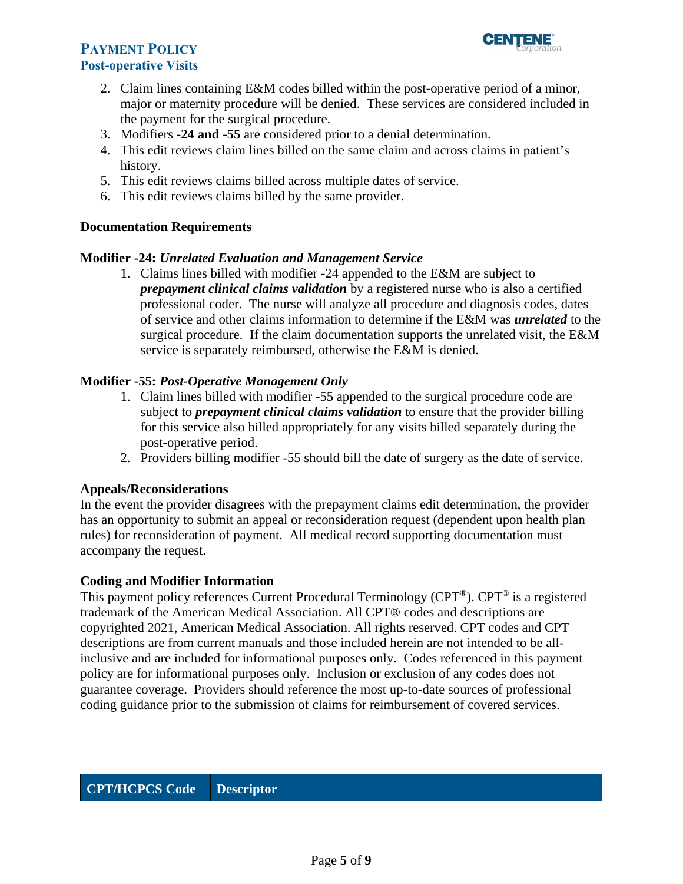2. Claim lines containing E&M codes billed within the post-operative period of a minor, major or maternity procedure will be denied. These services are considered included in the payment for the surgical procedure.
3. Modifiers **-24 and -55** are considered prior to a denial determination.
4. This edit reviews claim lines billed on the same claim and across claims in patient's history.
5. This edit reviews claims billed across multiple dates of service.
6. This edit reviews claims billed by the same provider.

**Documentation Requirements**

**Modifier -24:** ***Unrelated Evaluation and Management Service***

1. Claims lines billed with modifier -24 appended to the E&M are subject to ***prepayment clinical claims validation*** by a registered nurse who is also a certified professional coder. The nurse will analyze all procedure and diagnosis codes, dates of service and other claims information to determine if the E&M was ***unrelated*** to the surgical procedure. If the claim documentation supports the unrelated visit, the E&M service is separately reimbursed, otherwise the E&M is denied.

**Modifier -55:** ***Post-Operative Management Only***

1. Claim lines billed with modifier -55 appended to the surgical procedure code are subject to ***prepayment clinical claims validation*** to ensure that the provider billing for this service also billed appropriately for any visits billed separately during the post-operative period.
2. Providers billing modifier -55 should bill the date of surgery as the date of service.

**Appeals/Reconsiderations**

In the event the provider disagrees with the prepayment claims edit determination, the provider has an opportunity to submit an appeal or reconsideration request (dependent upon health plan rules) for reconsideration of payment. All medical record supporting documentation must accompany the request.

**Coding and Modifier Information**

This payment policy references Current Procedural Terminology (CPT®). CPT® is a registered trademark of the American Medical Association. All CPT® codes and descriptions are copyrighted 2021, American Medical Association. All rights reserved. CPT codes and CPT descriptions are from current manuals and those included herein are not intended to be all-inclusive and are included for informational purposes only. Codes referenced in this payment policy are for informational purposes only. Inclusion or exclusion of any codes does not guarantee coverage. Providers should reference the most up-to-date sources of professional coding guidance prior to the submission of claims for reimbursement of covered services.

| CPT/HCPCS Code | Descriptor |
|---|---|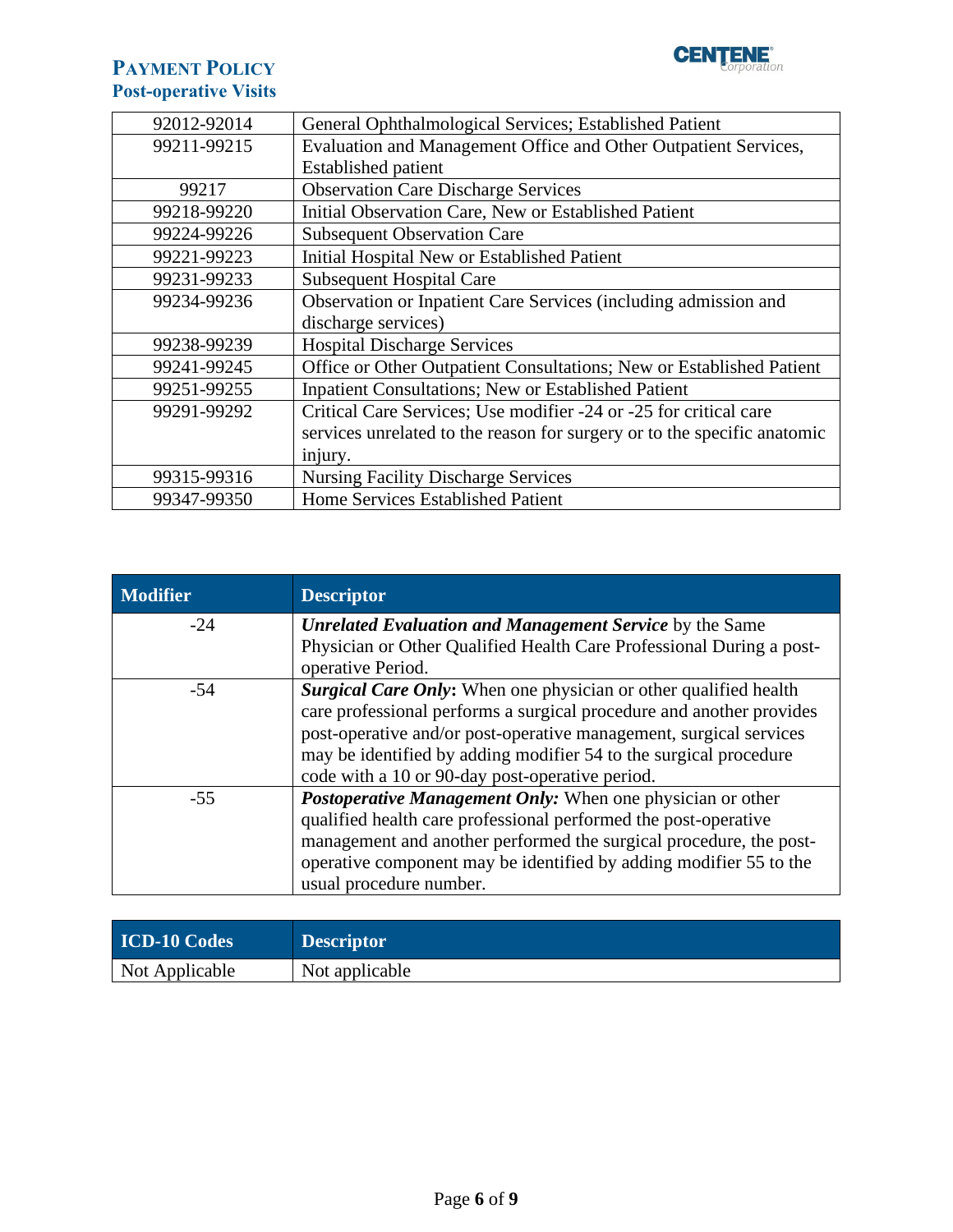| | |
|---|---|
| 92012-92014 | General Ophthalmological Services; Established Patient |
| 99211-99215 | Evaluation and Management Office and Other Outpatient Services, Established patient |
| 99217 | Observation Care Discharge Services |
| 99218-99220 | Initial Observation Care, New or Established Patient |
| 99224-99226 | Subsequent Observation Care |
| 99221-99223 | Initial Hospital New or Established Patient |
| 99231-99233 | Subsequent Hospital Care |
| 99234-99236 | Observation or Inpatient Care Services (including admission and discharge services) |
| 99238-99239 | Hospital Discharge Services |
| 99241-99245 | Office or Other Outpatient Consultations; New or Established Patient |
| 99251-99255 | Inpatient Consultations; New or Established Patient |
| 99291-99292 | Critical Care Services; Use modifier -24 or -25 for critical care services unrelated to the reason for surgery or to the specific anatomic injury. |
| 99315-99316 | Nursing Facility Discharge Services |
| 99347-99350 | Home Services Established Patient |

| Modifier | Descriptor |
|---|---|
| -24 | ***Unrelated Evaluation and Management Service*** by the Same Physician or Other Qualified Health Care Professional During a post-operative Period. |
| -54 | ***Surgical Care Only*:** When one physician or other qualified health care professional performs a surgical procedure and another provides post-operative and/or post-operative management, surgical services may be identified by adding modifier 54 to the surgical procedure code with a 10 or 90-day post-operative period. |
| -55 | ***Postoperative Management Only:*** When one physician or other qualified health care professional performed the post-operative management and another performed the surgical procedure, the post-operative component may be identified by adding modifier 55 to the usual procedure number. |

| ICD-10 Codes | Descriptor |
|---|---|
| Not Applicable | Not applicable |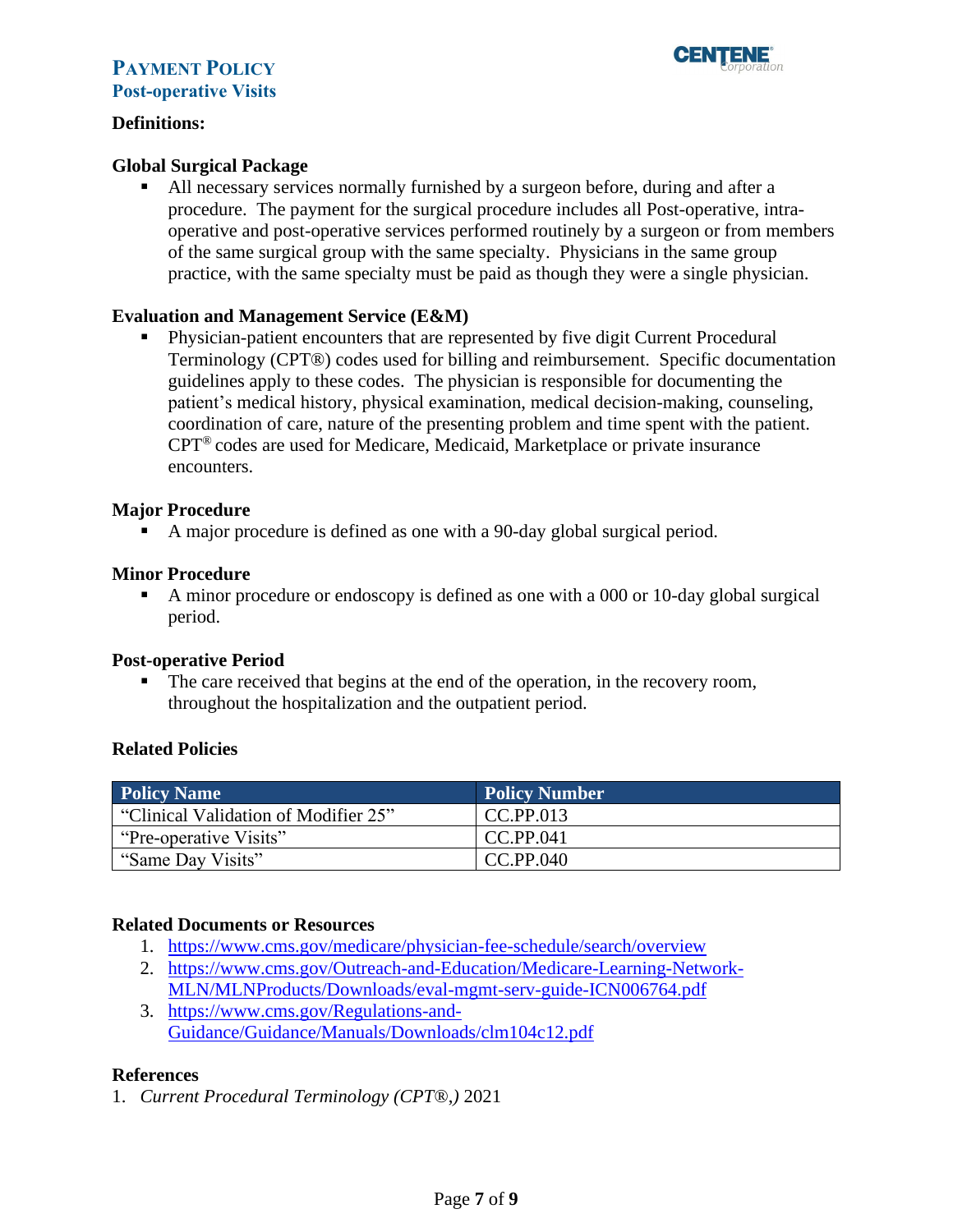**Definitions:**

**Global Surgical Package**

- All necessary services normally furnished by a surgeon before, during and after a procedure. The payment for the surgical procedure includes all Post-operative, intra-operative and post-operative services performed routinely by a surgeon or from members of the same surgical group with the same specialty. Physicians in the same group practice, with the same specialty must be paid as though they were a single physician.

**Evaluation and Management Service (E&M)**

- Physician-patient encounters that are represented by five digit Current Procedural Terminology (CPT®) codes used for billing and reimbursement. Specific documentation guidelines apply to these codes. The physician is responsible for documenting the patient's medical history, physical examination, medical decision-making, counseling, coordination of care, nature of the presenting problem and time spent with the patient. CPT® codes are used for Medicare, Medicaid, Marketplace or private insurance encounters.

**Major Procedure**

- A major procedure is defined as one with a 90-day global surgical period.

**Minor Procedure**

- A minor procedure or endoscopy is defined as one with a 000 or 10-day global surgical period.

**Post-operative Period**

- The care received that begins at the end of the operation, in the recovery room, throughout the hospitalization and the outpatient period.

**Related Policies**

| Policy Name | Policy Number |
|---|---|
| "Clinical Validation of Modifier 25" | CC.PP.013 |
| "Pre-operative Visits" | CC.PP.041 |
| "Same Day Visits" | CC.PP.040 |

**Related Documents or Resources**

1. https://www.cms.gov/medicare/physician-fee-schedule/search/overview
2. https://www.cms.gov/Outreach-and-Education/Medicare-Learning-Network-MLN/MLNProducts/Downloads/eval-mgmt-serv-guide-ICN006764.pdf
3. https://www.cms.gov/Regulations-and-Guidance/Guidance/Manuals/Downloads/clm104c12.pdf

**References**

1. *Current Procedural Terminology (CPT®,)* 2021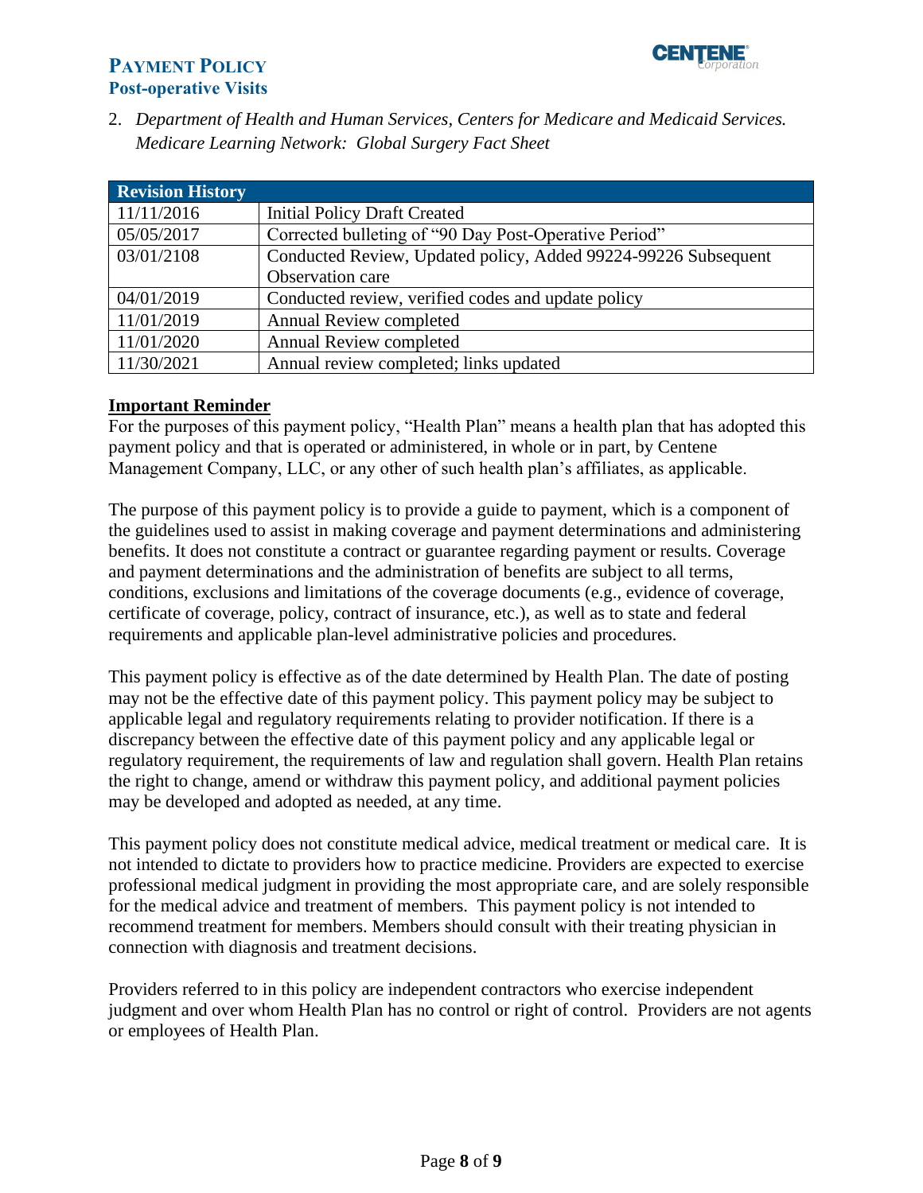2. *Department of Health and Human Services, Centers for Medicare and Medicaid Services. Medicare Learning Network: Global Surgery Fact Sheet*

| Revision History | |
|---|---|
| 11/11/2016 | Initial Policy Draft Created |
| 05/05/2017 | Corrected bulleting of "90 Day Post-Operative Period" |
| 03/01/2108 | Conducted Review, Updated policy, Added 99224-99226 Subsequent Observation care |
| 04/01/2019 | Conducted review, verified codes and update policy |
| 11/01/2019 | Annual Review completed |
| 11/01/2020 | Annual Review completed |
| 11/30/2021 | Annual review completed; links updated |

**Important Reminder**

For the purposes of this payment policy, "Health Plan" means a health plan that has adopted this payment policy and that is operated or administered, in whole or in part, by Centene Management Company, LLC, or any other of such health plan's affiliates, as applicable.

The purpose of this payment policy is to provide a guide to payment, which is a component of the guidelines used to assist in making coverage and payment determinations and administering benefits. It does not constitute a contract or guarantee regarding payment or results. Coverage and payment determinations and the administration of benefits are subject to all terms, conditions, exclusions and limitations of the coverage documents (e.g., evidence of coverage, certificate of coverage, policy, contract of insurance, etc.), as well as to state and federal requirements and applicable plan-level administrative policies and procedures.

This payment policy is effective as of the date determined by Health Plan. The date of posting may not be the effective date of this payment policy. This payment policy may be subject to applicable legal and regulatory requirements relating to provider notification. If there is a discrepancy between the effective date of this payment policy and any applicable legal or regulatory requirement, the requirements of law and regulation shall govern. Health Plan retains the right to change, amend or withdraw this payment policy, and additional payment policies may be developed and adopted as needed, at any time.

This payment policy does not constitute medical advice, medical treatment or medical care. It is not intended to dictate to providers how to practice medicine. Providers are expected to exercise professional medical judgment in providing the most appropriate care, and are solely responsible for the medical advice and treatment of members. This payment policy is not intended to recommend treatment for members. Members should consult with their treating physician in connection with diagnosis and treatment decisions.

Providers referred to in this policy are independent contractors who exercise independent judgment and over whom Health Plan has no control or right of control. Providers are not agents or employees of Health Plan.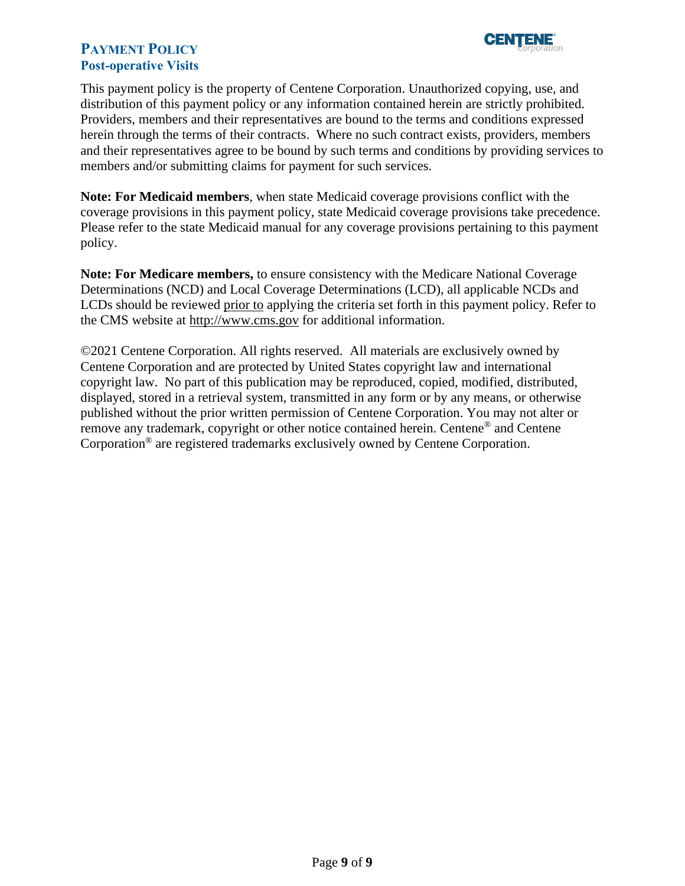This payment policy is the property of Centene Corporation. Unauthorized copying, use, and distribution of this payment policy or any information contained herein are strictly prohibited. Providers, members and their representatives are bound to the terms and conditions expressed herein through the terms of their contracts. Where no such contract exists, providers, members and their representatives agree to be bound by such terms and conditions by providing services to members and/or submitting claims for payment for such services.

**Note: For Medicaid members**, when state Medicaid coverage provisions conflict with the coverage provisions in this payment policy, state Medicaid coverage provisions take precedence. Please refer to the state Medicaid manual for any coverage provisions pertaining to this payment policy.

**Note: For Medicare members,** to ensure consistency with the Medicare National Coverage Determinations (NCD) and Local Coverage Determinations (LCD), all applicable NCDs and LCDs should be reviewed prior to applying the criteria set forth in this payment policy. Refer to the CMS website at http://www.cms.gov for additional information.

©2021 Centene Corporation. All rights reserved. All materials are exclusively owned by Centene Corporation and are protected by United States copyright law and international copyright law. No part of this publication may be reproduced, copied, modified, distributed, displayed, stored in a retrieval system, transmitted in any form or by any means, or otherwise published without the prior written permission of Centene Corporation. You may not alter or remove any trademark, copyright or other notice contained herein. Centene® and Centene Corporation® are registered trademarks exclusively owned by Centene Corporation.